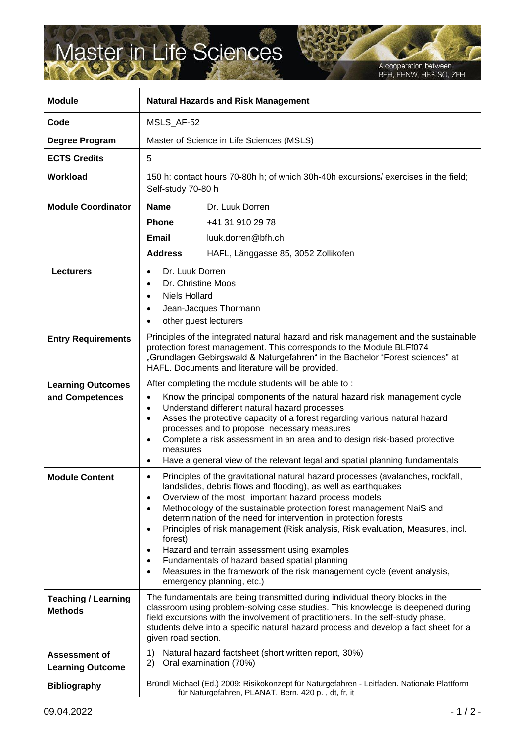# Master in Life Sciences

A cooperation between BFH, FHNW, HES-SO, ZFH

| Module | Natural Hazards and Risk Management |
|---|---|
| Code | MSLS_AF-52 |
| Degree Program | Master of Science in Life Sciences (MSLS) |
| ECTS Credits | 5 |
| Workload | 150 h: contact hours 70-80h h; of which 30h-40h excursions/ exercises in the field; Self-study 70-80 h |
| Module Coordinator | **Name** Dr. Luuk Dorren<br>**Phone** +41 31 910 29 78<br>**Email** luuk.dorren@bfh.ch<br>**Address** HAFL, Länggasse 85, 3052 Zollikofen |
| Lecturers | • Dr. Luuk Dorren<br>• Dr. Christine Moos<br>• Niels Hollard<br>• Jean-Jacques Thormann<br>• other guest lecturers |
| Entry Requirements | Principles of the integrated natural hazard and risk management and the sustainable protection forest management. This corresponds to the Module BLFf074 „Grundlagen Gebirgswald & Naturgefahren" in the Bachelor "Forest sciences" at HAFL. Documents and literature will be provided. |
| Learning Outcomes and Competences | After completing the module students will be able to :<br>• Know the principal components of the natural hazard risk management cycle<br>• Understand different natural hazard processes<br>• Asses the protective capacity of a forest regarding various natural hazard processes and to propose necessary measures<br>• Complete a risk assessment in an area and to design risk-based protective measures<br>• Have a general view of the relevant legal and spatial planning fundamentals |
| Module Content | • Principles of the gravitational natural hazard processes (avalanches, rockfall, landslides, debris flows and flooding), as well as earthquakes<br>• Overview of the most important hazard process models<br>• Methodology of the sustainable protection forest management NaiS and determination of the need for intervention in protection forests<br>• Principles of risk management (Risk analysis, Risk evaluation, Measures, incl. forest)<br>• Hazard and terrain assessment using examples<br>• Fundamentals of hazard based spatial planning<br>• Measures in the framework of the risk management cycle (event analysis, emergency planning, etc.) |
| Teaching / Learning Methods | The fundamentals are being transmitted during individual theory blocks in the classroom using problem-solving case studies. This knowledge is deepened during field excursions with the involvement of practitioners. In the self-study phase, students delve into a specific natural hazard process and develop a fact sheet for a given road section. |
| Assessment of Learning Outcome | 1) Natural hazard factsheet (short written report, 30%)<br>2) Oral examination (70%) |
| Bibliography | Bründl Michael (Ed.) 2009: Risikokonzept für Naturgefahren - Leitfaden. Nationale Plattform für Naturgefahren, PLANAT, Bern. 420 p. , dt, fr, it |

09.04.2022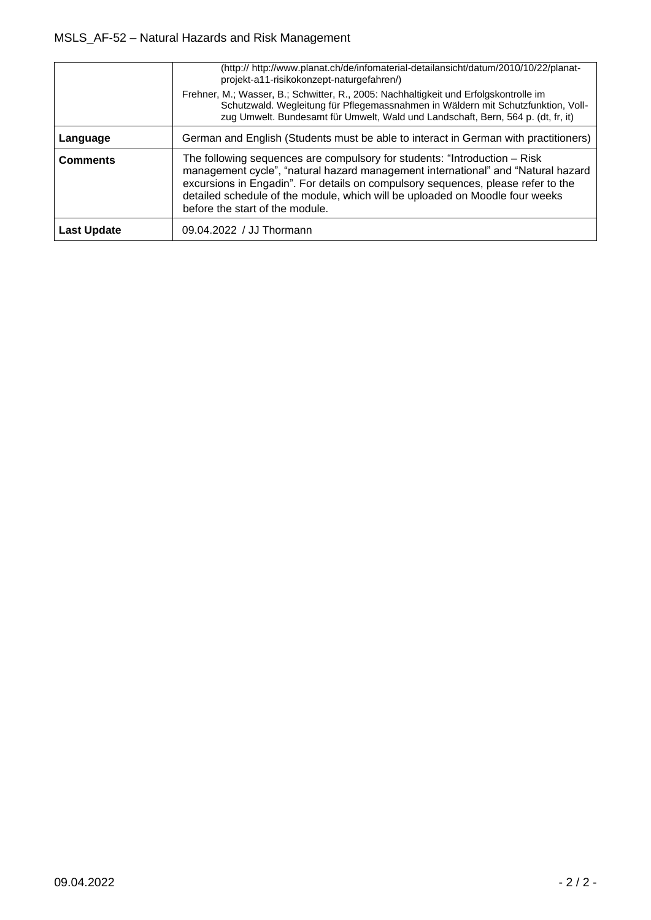| | |
|---|---|
| | (http:// http://www.planat.ch/de/infomaterial-detailansicht/datum/2010/10/22/planat-projekt-a11-risikokonzept-naturgefahren/)<br>Frehner, M.; Wasser, B.; Schwitter, R., 2005: Nachhaltigkeit und Erfolgskontrolle im Schutzwald. Wegleitung für Pflegemassnahmen in Wäldern mit Schutzfunktion, Vollzug Umwelt. Bundesamt für Umwelt, Wald und Landschaft, Bern, 564 p. (dt, fr, it) |
| **Language** | German and English (Students must be able to interact in German with practitioners) |
| **Comments** | The following sequences are compulsory for students: "Introduction – Risk management cycle", "natural hazard management international" and "Natural hazard excursions in Engadin". For details on compulsory sequences, please refer to the detailed schedule of the module, which will be uploaded on Moodle four weeks before the start of the module. |
| **Last Update** | 09.04.2022 / JJ Thormann |